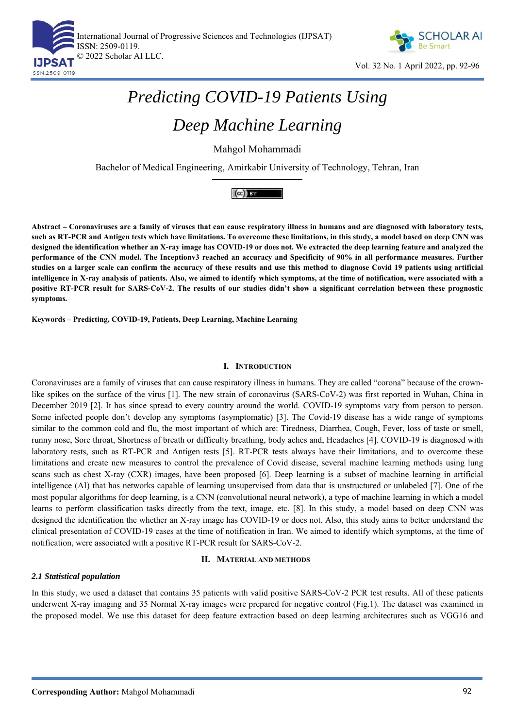# Predicting COVID-19 Patients Using Deep Machine Learning

Mahgol Mohammadi

Bachelor of Medical Engineering, Amirkabir University of Technology, Tehran, Iran

**Abstract – Coronaviruses are a family of viruses that can cause respiratory illness in humans and are diagnosed with laboratory tests, such as RT-PCR and Antigen tests which have limitations. To overcome these limitations, in this study, a model based on deep CNN was designed the identification whether an X-ray image has COVID-19 or does not. We extracted the deep learning feature and analyzed the performance of the CNN model. The Inceptionv3 reached an accuracy and Specificity of 90% in all performance measures. Further studies on a larger scale can confirm the accuracy of these results and use this method to diagnose Covid 19 patients using artificial intelligence in X-ray analysis of patients. Also, we aimed to identify which symptoms, at the time of notification, were associated with a positive RT-PCR result for SARS-CoV-2. The results of our studies didn't show a significant correlation between these prognostic symptoms.**

**Keywords – Predicting, COVID-19, Patients, Deep Learning, Machine Learning**

## I. Introduction

Coronaviruses are a family of viruses that can cause respiratory illness in humans. They are called "corona" because of the crown-like spikes on the surface of the virus [1]. The new strain of coronavirus (SARS-CoV-2) was first reported in Wuhan, China in December 2019 [2]. It has since spread to every country around the world. COVID-19 symptoms vary from person to person. Some infected people don't develop any symptoms (asymptomatic) [3]. The Covid-19 disease has a wide range of symptoms similar to the common cold and flu, the most important of which are: Tiredness, Diarrhea, Cough, Fever, loss of taste or smell, runny nose, Sore throat, Shortness of breath or difficulty breathing, body aches and, Headaches [4]. COVID-19 is diagnosed with laboratory tests, such as RT-PCR and Antigen tests [5]. RT-PCR tests always have their limitations, and to overcome these limitations and create new measures to control the prevalence of Covid disease, several machine learning methods using lung scans such as chest X-ray (CXR) images, have been proposed [6]. Deep learning is a subset of machine learning in artificial intelligence (AI) that has networks capable of learning unsupervised from data that is unstructured or unlabeled [7]. One of the most popular algorithms for deep learning, is a CNN (convolutional neural network), a type of machine learning in which a model learns to perform classification tasks directly from the text, image, etc. [8]. In this study, a model based on deep CNN was designed the identification the whether an X-ray image has COVID-19 or does not. Also, this study aims to better understand the clinical presentation of COVID-19 cases at the time of notification in Iran. We aimed to identify which symptoms, at the time of notification, were associated with a positive RT-PCR result for SARS-CoV-2.

## II. Material and Methods

### *2.1 Statistical population*

In this study, we used a dataset that contains 35 patients with valid positive SARS-CoV-2 PCR test results. All of these patients underwent X-ray imaging and 35 Normal X-ray images were prepared for negative control (Fig.1). The dataset was examined in the proposed model. We use this dataset for deep feature extraction based on deep learning architectures such as VGG16 and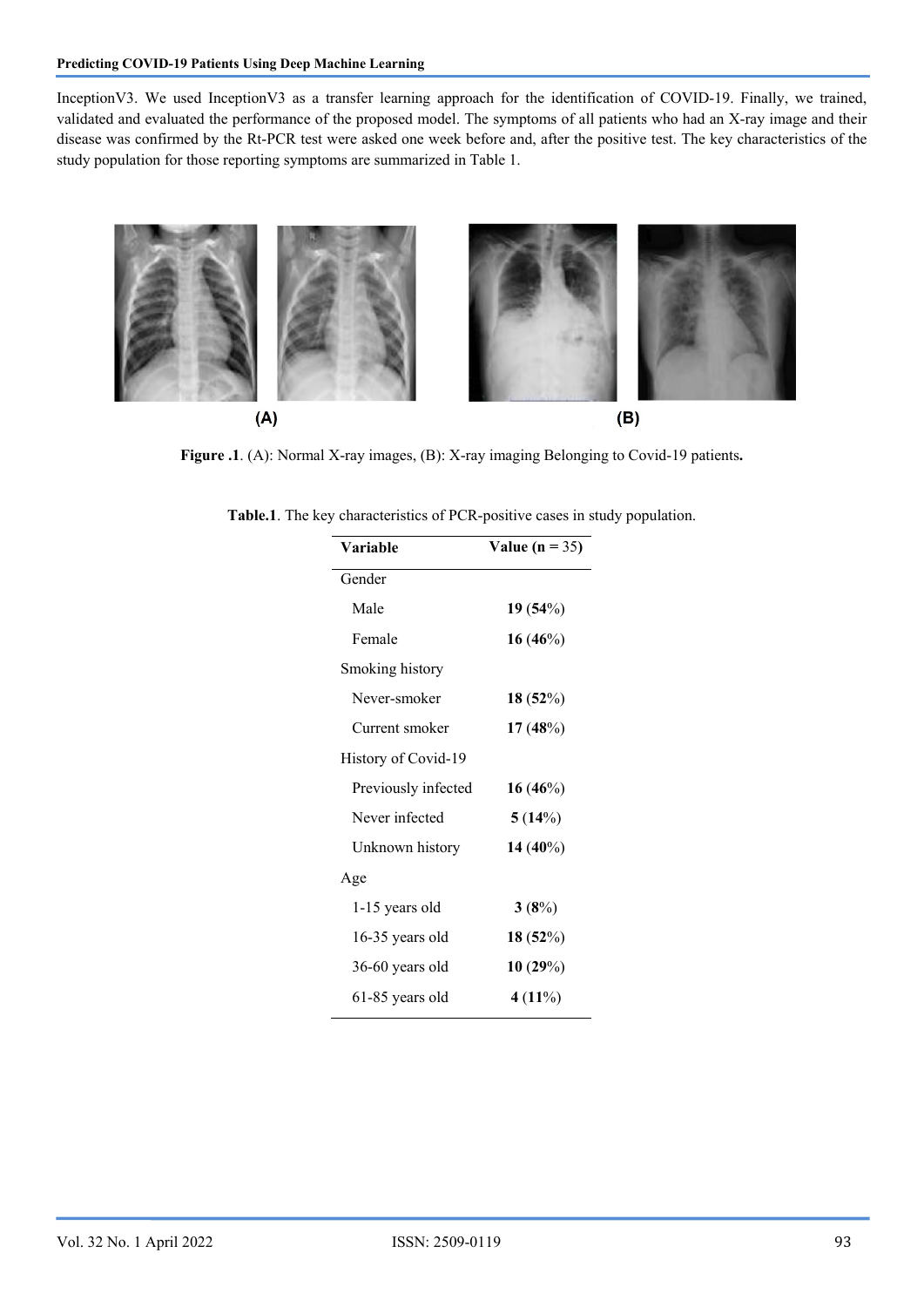InceptionV3. We used InceptionV3 as a transfer learning approach for the identification of COVID-19. Finally, we trained, validated and evaluated the performance of the proposed model. The symptoms of all patients who had an X-ray image and their disease was confirmed by the Rt-PCR test were asked one week before and, after the positive test. The key characteristics of the study population for those reporting symptoms are summarized in Table 1.

**Figure .1**. (A): Normal X-ray images, (B): X-ray imaging Belonging to Covid-19 patients**.**

**Table.1**. The key characteristics of PCR-positive cases in study population.

| **Variable** | **Value (n** = 35**)** |
|---|---|
| Gender | |
| Male | **19** (**54**%) |
| Female | **16** (**46**%) |
| Smoking history | |
| Never-smoker | **18** (**52**%) |
| Current smoker | **17** (**48**%) |
| History of Covid-19 | |
| Previously infected | **16** (**46**%) |
| Never infected | **5** (**14**%) |
| Unknown history | **14** (**40**%) |
| Age | |
| 1-15 years old | **3** (**8**%) |
| 16-35 years old | **18** (**52**%) |
| 36-60 years old | **10** (**29**%) |
| 61-85 years old | **4** (**11**%) |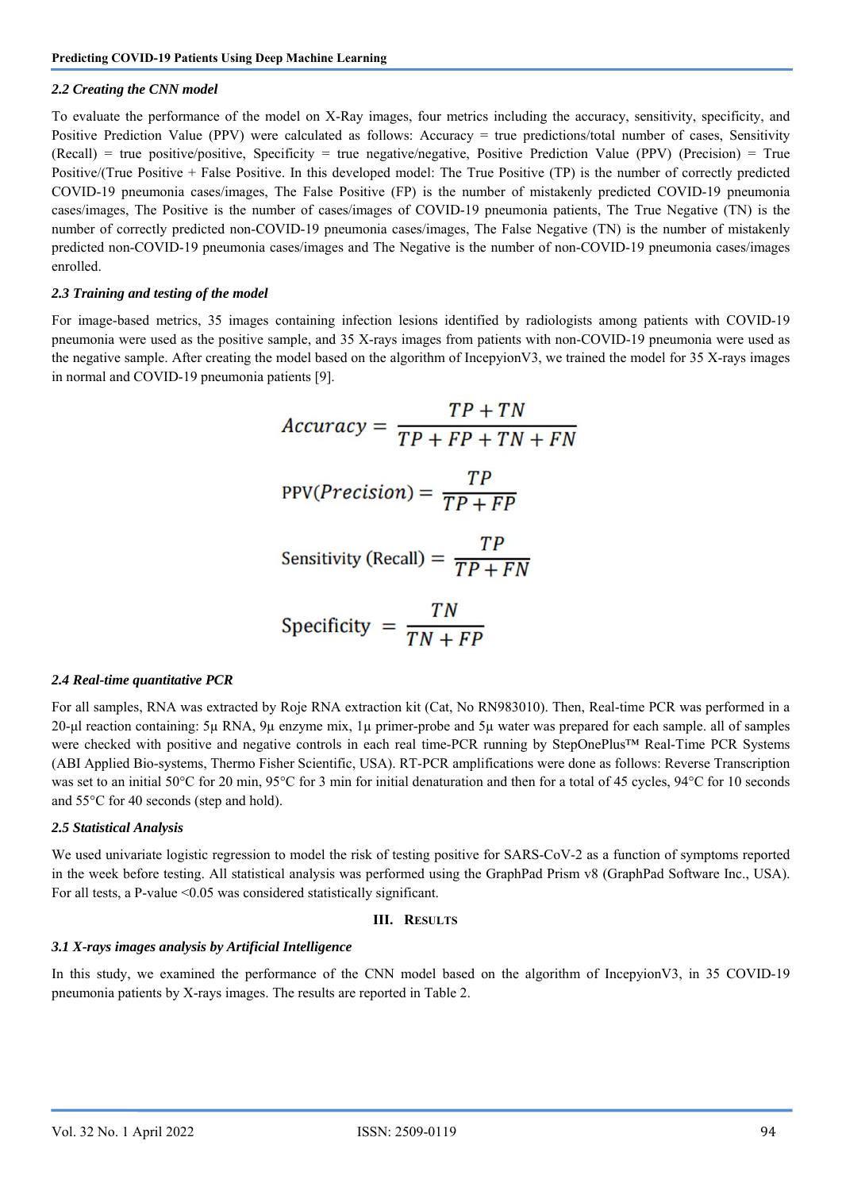### 2.2 Creating the CNN model

To evaluate the performance of the model on X-Ray images, four metrics including the accuracy, sensitivity, specificity, and Positive Prediction Value (PPV) were calculated as follows: Accuracy = true predictions/total number of cases, Sensitivity (Recall) = true positive/positive, Specificity = true negative/negative, Positive Prediction Value (PPV) (Precision) = True Positive/(True Positive + False Positive. In this developed model: The True Positive (TP) is the number of correctly predicted COVID-19 pneumonia cases/images, The False Positive (FP) is the number of mistakenly predicted COVID-19 pneumonia cases/images, The Positive is the number of cases/images of COVID-19 pneumonia patients, The True Negative (TN) is the number of correctly predicted non-COVID-19 pneumonia cases/images, The False Negative (TN) is the number of mistakenly predicted non-COVID-19 pneumonia cases/images and The Negative is the number of non-COVID-19 pneumonia cases/images enrolled.

### 2.3 Training and testing of the model

For image-based metrics, 35 images containing infection lesions identified by radiologists among patients with COVID-19 pneumonia were used as the positive sample, and 35 X-rays images from patients with non-COVID-19 pneumonia were used as the negative sample. After creating the model based on the algorithm of IncepyionV3, we trained the model for 35 X-rays images in normal and COVID-19 pneumonia patients [9].

$$Accuracy = \frac{TP + TN}{TP + FP + TN + FN}$$

$$\text{PPV}(Precision) = \frac{TP}{TP + FP}$$

$$\text{Sensitivity (Recall)} = \frac{TP}{TP + FN}$$

$$\text{Specificity} = \frac{TN}{TN + FP}$$

### 2.4 Real-time quantitative PCR

For all samples, RNA was extracted by Roje RNA extraction kit (Cat, No RN983010). Then, Real-time PCR was performed in a 20-μl reaction containing: 5μ RNA, 9μ enzyme mix, 1μ primer-probe and 5μ water was prepared for each sample. all of samples were checked with positive and negative controls in each real time-PCR running by StepOnePlus™ Real-Time PCR Systems (ABI Applied Bio-systems, Thermo Fisher Scientific, USA). RT-PCR amplifications were done as follows: Reverse Transcription was set to an initial 50°C for 20 min, 95°C for 3 min for initial denaturation and then for a total of 45 cycles, 94°C for 10 seconds and 55°C for 40 seconds (step and hold).

### 2.5 Statistical Analysis

We used univariate logistic regression to model the risk of testing positive for SARS-CoV-2 as a function of symptoms reported in the week before testing. All statistical analysis was performed using the GraphPad Prism v8 (GraphPad Software Inc., USA). For all tests, a P-value <0.05 was considered statistically significant.

## III. Results

### 3.1 X-rays images analysis by Artificial Intelligence

In this study, we examined the performance of the CNN model based on the algorithm of IncepyionV3, in 35 COVID-19 pneumonia patients by X-rays images. The results are reported in Table 2.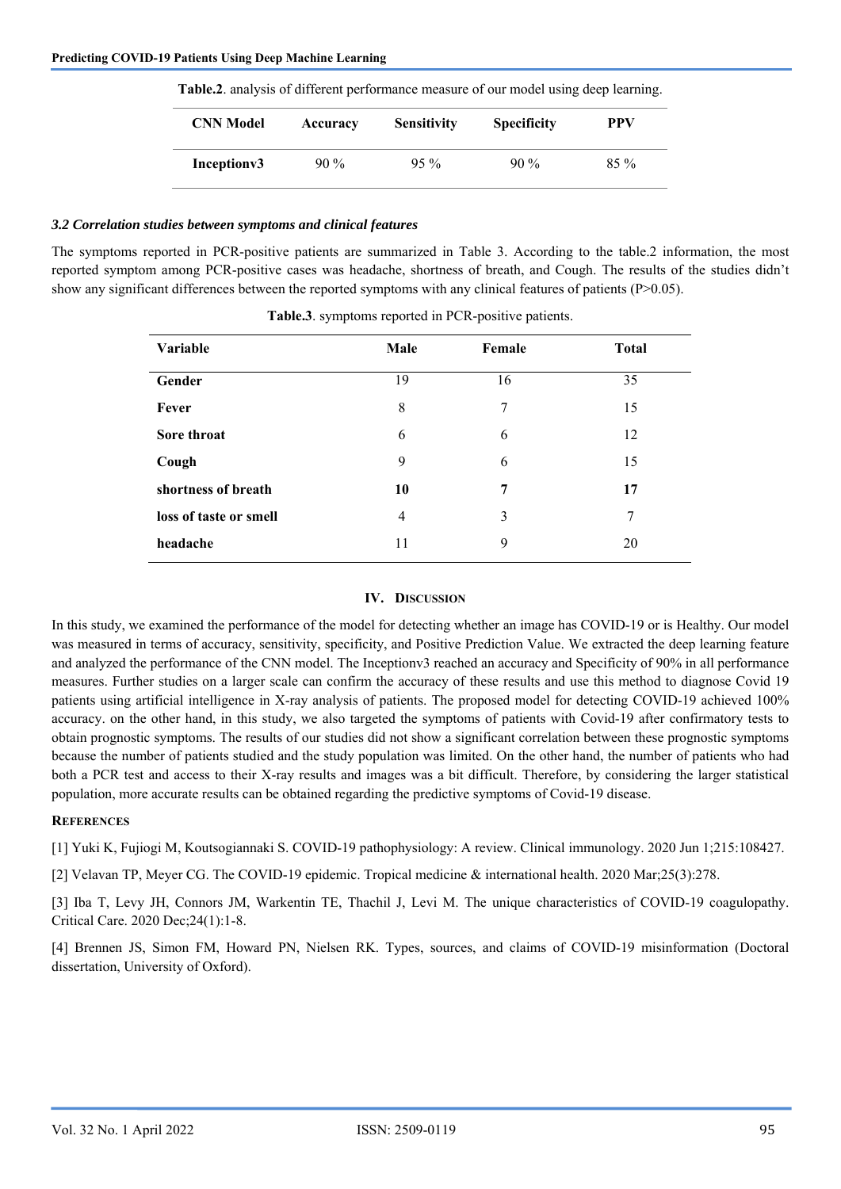**Table.2**. analysis of different performance measure of our model using deep learning.

| CNN Model | Accuracy | Sensitivity | Specificity | PPV |
|---|---|---|---|---|
| **Inceptionv3** | 90 % | 95 % | 90 % | 85 % |

### *3.2 Correlation studies between symptoms and clinical features*

The symptoms reported in PCR-positive patients are summarized in Table 3. According to the table.2 information, the most reported symptom among PCR-positive cases was headache, shortness of breath, and Cough. The results of the studies didn't show any significant differences between the reported symptoms with any clinical features of patients (P>0.05).

**Table.3**. symptoms reported in PCR-positive patients.

| Variable | Male | Female | Total |
|---|---|---|---|
| **Gender** | 19 | 16 | 35 |
| **Fever** | 8 | 7 | 15 |
| **Sore throat** | 6 | 6 | 12 |
| **Cough** | 9 | 6 | 15 |
| **shortness of breath** | **10** | **7** | **17** |
| **loss of taste or smell** | 4 | 3 | 7 |
| **headache** | 11 | 9 | 20 |

## IV. DISCUSSION

In this study, we examined the performance of the model for detecting whether an image has COVID-19 or is Healthy. Our model was measured in terms of accuracy, sensitivity, specificity, and Positive Prediction Value. We extracted the deep learning feature and analyzed the performance of the CNN model. The Inceptionv3 reached an accuracy and Specificity of 90% in all performance measures. Further studies on a larger scale can confirm the accuracy of these results and use this method to diagnose Covid 19 patients using artificial intelligence in X-ray analysis of patients. The proposed model for detecting COVID-19 achieved 100% accuracy. on the other hand, in this study, we also targeted the symptoms of patients with Covid-19 after confirmatory tests to obtain prognostic symptoms. The results of our studies did not show a significant correlation between these prognostic symptoms because the number of patients studied and the study population was limited. On the other hand, the number of patients who had both a PCR test and access to their X-ray results and images was a bit difficult. Therefore, by considering the larger statistical population, more accurate results can be obtained regarding the predictive symptoms of Covid-19 disease.

## REFERENCES

[1] Yuki K, Fujiogi M, Koutsogiannaki S. COVID-19 pathophysiology: A review. Clinical immunology. 2020 Jun 1;215:108427.

[2] Velavan TP, Meyer CG. The COVID-19 epidemic. Tropical medicine & international health. 2020 Mar;25(3):278.

[3] Iba T, Levy JH, Connors JM, Warkentin TE, Thachil J, Levi M. The unique characteristics of COVID-19 coagulopathy. Critical Care. 2020 Dec;24(1):1-8.

[4] Brennen JS, Simon FM, Howard PN, Nielsen RK. Types, sources, and claims of COVID-19 misinformation (Doctoral dissertation, University of Oxford).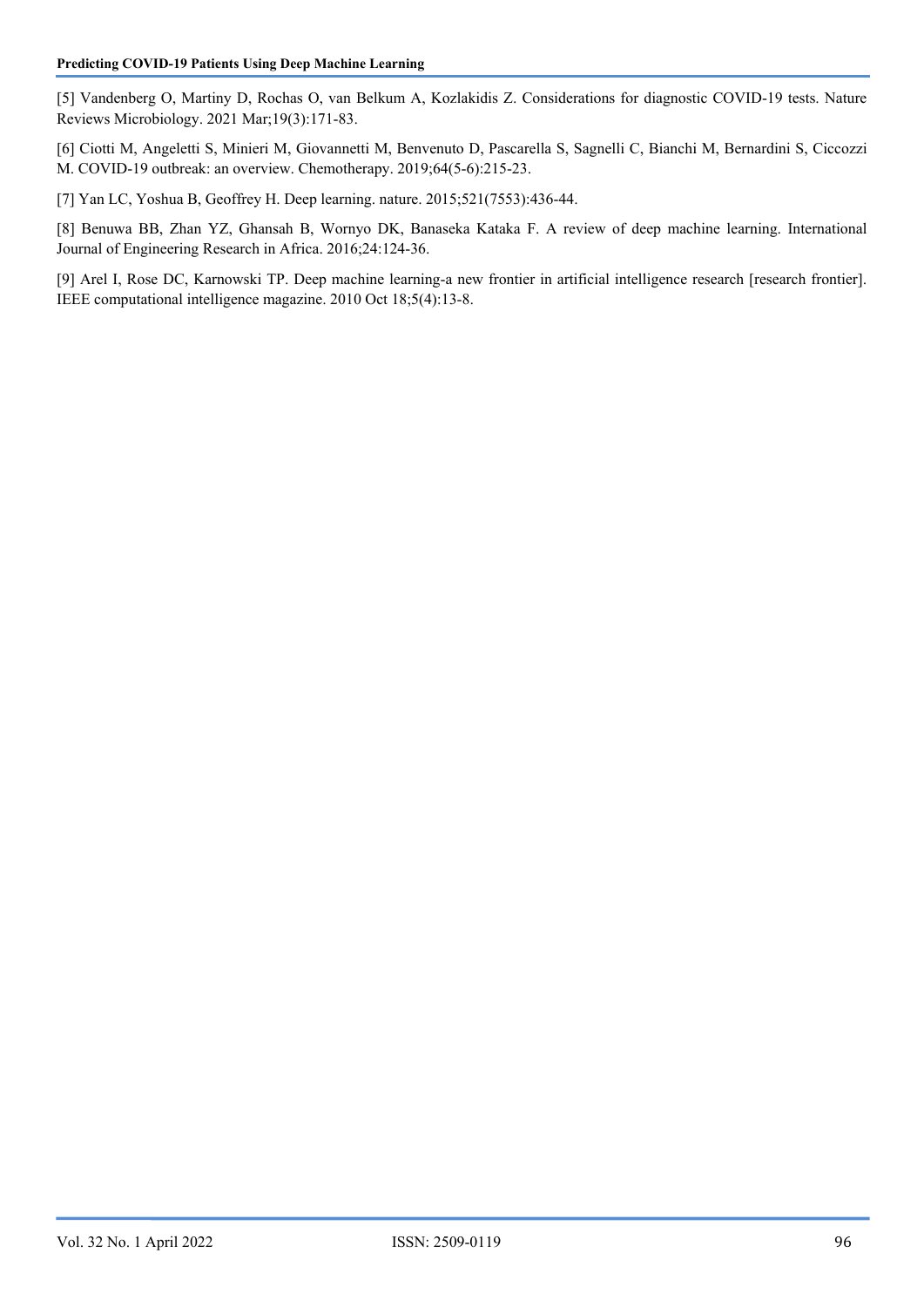[5] Vandenberg O, Martiny D, Rochas O, van Belkum A, Kozlakidis Z. Considerations for diagnostic COVID-19 tests. Nature Reviews Microbiology. 2021 Mar;19(3):171-83.

[6] Ciotti M, Angeletti S, Minieri M, Giovannetti M, Benvenuto D, Pascarella S, Sagnelli C, Bianchi M, Bernardini S, Ciccozzi M. COVID-19 outbreak: an overview. Chemotherapy. 2019;64(5-6):215-23.

[7] Yan LC, Yoshua B, Geoffrey H. Deep learning. nature. 2015;521(7553):436-44.

[8] Benuwa BB, Zhan YZ, Ghansah B, Wornyo DK, Banaseka Kataka F. A review of deep machine learning. International Journal of Engineering Research in Africa. 2016;24:124-36.

[9] Arel I, Rose DC, Karnowski TP. Deep machine learning-a new frontier in artificial intelligence research [research frontier]. IEEE computational intelligence magazine. 2010 Oct 18;5(4):13-8.